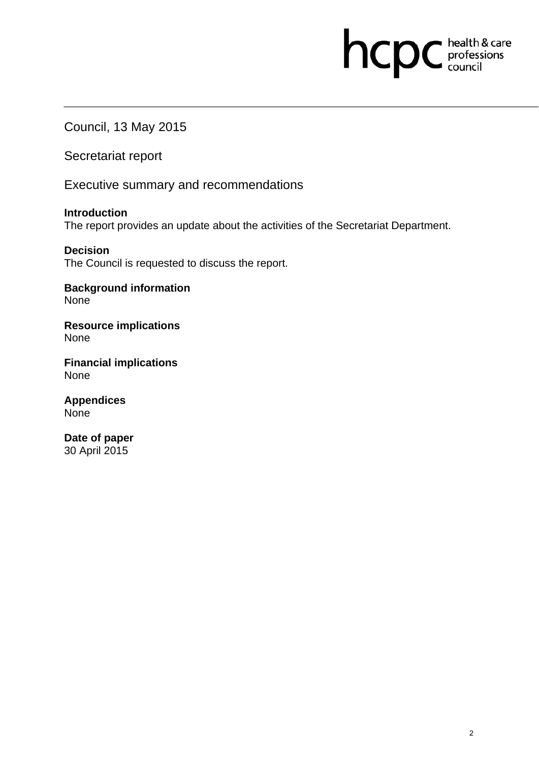Council, 13 May 2015

Secretariat report

Executive summary and recommendations

**Introduction**
The report provides an update about the activities of the Secretariat Department.

**Decision**
The Council is requested to discuss the report.

**Background information**
None

**Resource implications**
None

**Financial implications**
None

**Appendices**
None

**Date of paper**
30 April 2015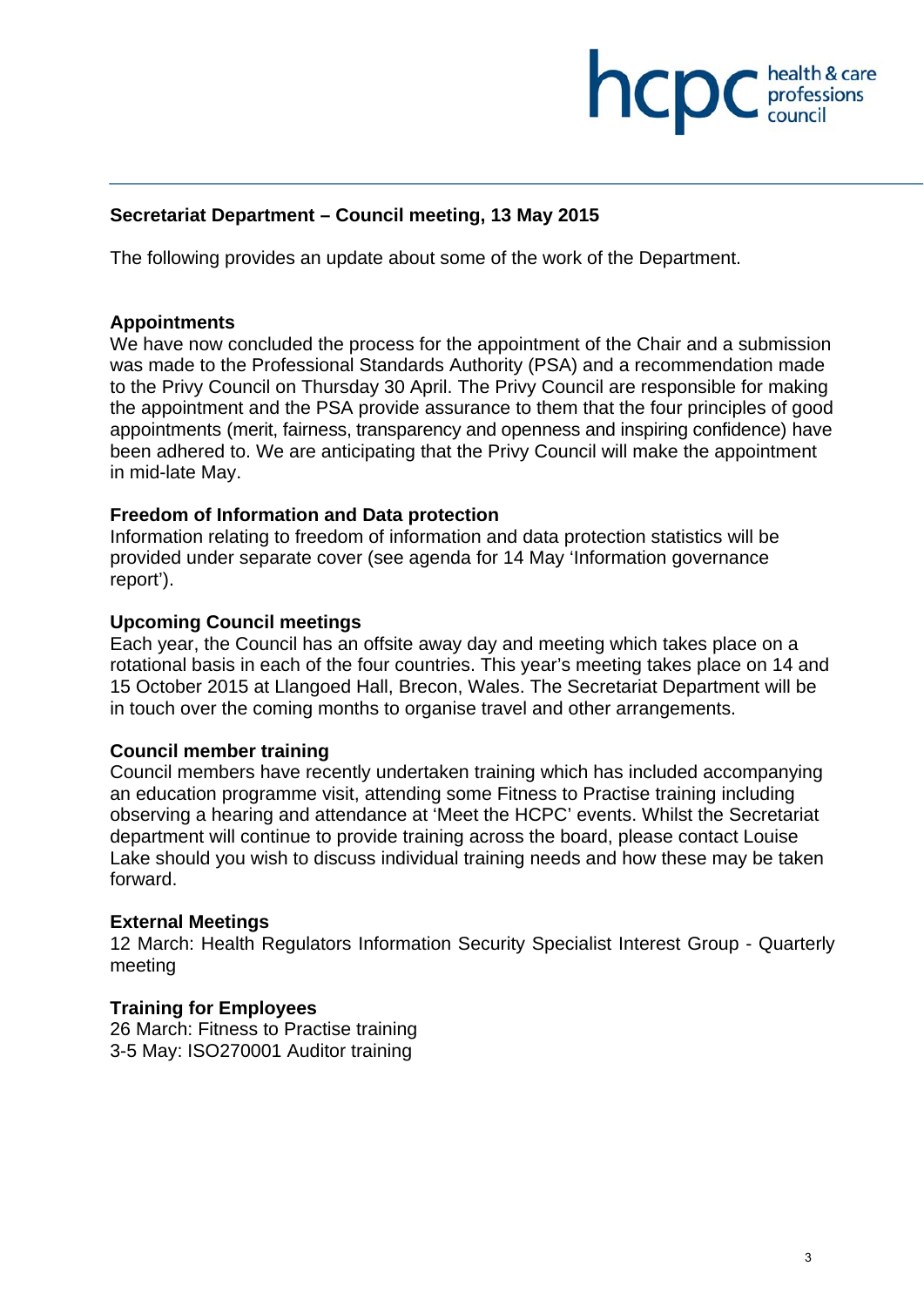## Secretariat Department – Council meeting, 13 May 2015

The following provides an update about some of the work of the Department.

### Appointments

We have now concluded the process for the appointment of the Chair and a submission was made to the Professional Standards Authority (PSA) and a recommendation made to the Privy Council on Thursday 30 April. The Privy Council are responsible for making the appointment and the PSA provide assurance to them that the four principles of good appointments (merit, fairness, transparency and openness and inspiring confidence) have been adhered to. We are anticipating that the Privy Council will make the appointment in mid-late May.

### Freedom of Information and Data protection

Information relating to freedom of information and data protection statistics will be provided under separate cover (see agenda for 14 May 'Information governance report').

### Upcoming Council meetings

Each year, the Council has an offsite away day and meeting which takes place on a rotational basis in each of the four countries. This year's meeting takes place on 14 and 15 October 2015 at Llangoed Hall, Brecon, Wales. The Secretariat Department will be in touch over the coming months to organise travel and other arrangements.

### Council member training

Council members have recently undertaken training which has included accompanying an education programme visit, attending some Fitness to Practise training including observing a hearing and attendance at 'Meet the HCPC' events. Whilst the Secretariat department will continue to provide training across the board, please contact Louise Lake should you wish to discuss individual training needs and how these may be taken forward.

### External Meetings

12 March: Health Regulators Information Security Specialist Interest Group - Quarterly meeting

### Training for Employees

26 March: Fitness to Practise training
3-5 May: ISO270001 Auditor training